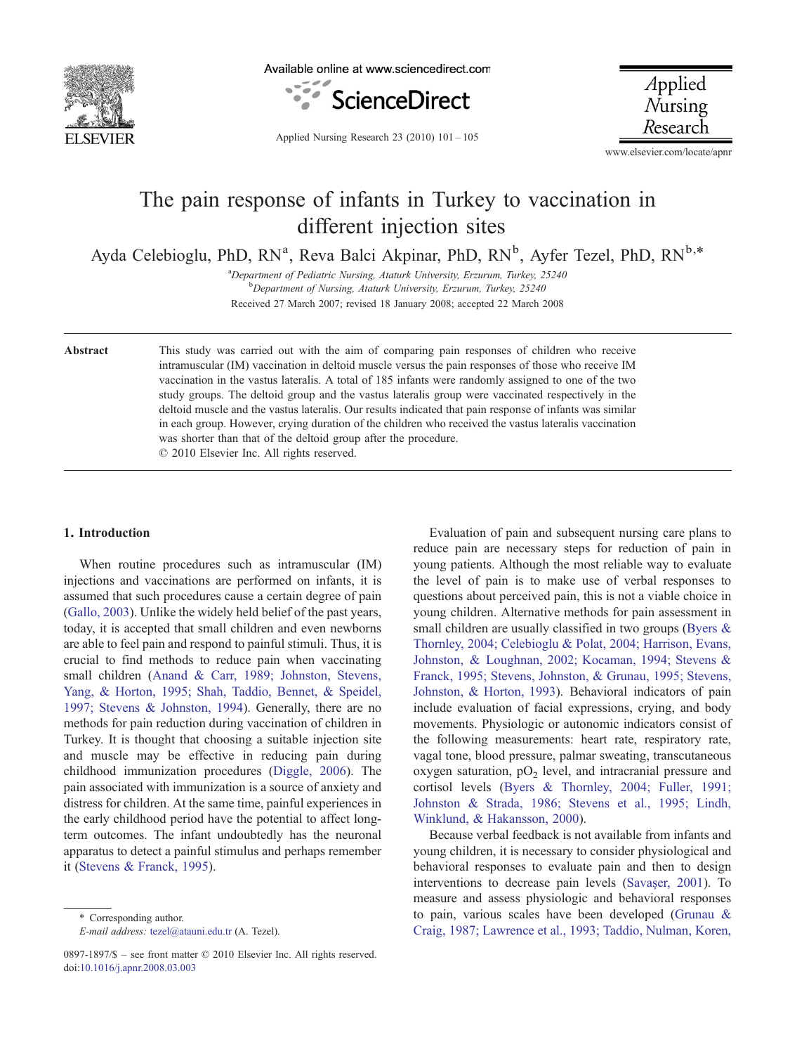# The pain response of infants in Turkey to vaccination in different injection sites

Ayda Celebioglu, PhD, RN[a], Reva Balci Akpinar, PhD, RN[b], Ayfer Tezel, PhD, RN[b,*]

[a]*Department of Pediatric Nursing, Ataturk University, Erzurum, Turkey, 25240*

[b]*Department of Nursing, Ataturk University, Erzurum, Turkey, 25240*

Received 27 March 2007; revised 18 January 2008; accepted 22 March 2008

**Abstract**

This study was carried out with the aim of comparing pain responses of children who receive intramuscular (IM) vaccination in deltoid muscle versus the pain responses of those who receive IM vaccination in the vastus lateralis. A total of 185 infants were randomly assigned to one of the two study groups. The deltoid group and the vastus lateralis group were vaccinated respectively in the deltoid muscle and the vastus lateralis. Our results indicated that pain response of infants was similar in each group. However, crying duration of the children who received the vastus lateralis vaccination was shorter than that of the deltoid group after the procedure.

© 2010 Elsevier Inc. All rights reserved.

## 1. Introduction

When routine procedures such as intramuscular (IM) injections and vaccinations are performed on infants, it is assumed that such procedures cause a certain degree of pain (Gallo, 2003). Unlike the widely held belief of the past years, today, it is accepted that small children and even newborns are able to feel pain and respond to painful stimuli. Thus, it is crucial to find methods to reduce pain when vaccinating small children (Anand & Carr, 1989; Johnston, Stevens, Yang, & Horton, 1995; Shah, Taddio, Bennet, & Speidel, 1997; Stevens & Johnston, 1994). Generally, there are no methods for pain reduction during vaccination of children in Turkey. It is thought that choosing a suitable injection site and muscle may be effective in reducing pain during childhood immunization procedures (Diggle, 2006). The pain associated with immunization is a source of anxiety and distress for children. At the same time, painful experiences in the early childhood period have the potential to affect long-term outcomes. The infant undoubtedly has the neuronal apparatus to detect a painful stimulus and perhaps remember it (Stevens & Franck, 1995).

Evaluation of pain and subsequent nursing care plans to reduce pain are necessary steps for reduction of pain in young patients. Although the most reliable way to evaluate the level of pain is to make use of verbal responses to questions about perceived pain, this is not a viable choice in young children. Alternative methods for pain assessment in small children are usually classified in two groups (Byers & Thornley, 2004; Celebioglu & Polat, 2004; Harrison, Evans, Johnston, & Loughnan, 2002; Kocaman, 1994; Stevens & Franck, 1995; Stevens, Johnston, & Grunau, 1995; Stevens, Johnston, & Horton, 1993). Behavioral indicators of pain include evaluation of facial expressions, crying, and body movements. Physiologic or autonomic indicators consist of the following measurements: heart rate, respiratory rate, vagal tone, blood pressure, palmar sweating, transcutaneous oxygen saturation, $pO_2$ level, and intracranial pressure and cortisol levels (Byers & Thornley, 2004; Fuller, 1991; Johnston & Strada, 1986; Stevens et al., 1995; Lindh, Winklund, & Hakansson, 2000).

Because verbal feedback is not available from infants and young children, it is necessary to consider physiological and behavioral responses to evaluate pain and then to design interventions to decrease pain levels (Savaşer, 2001). To measure and assess physiologic and behavioral responses to pain, various scales have been developed (Grunau & Craig, 1987; Lawrence et al., 1993; Taddio, Nulman, Koren,

\* Corresponding author.
*E-mail address:* tezel@atauni.edu.tr (A. Tezel).

0897-1897/$ – see front matter © 2010 Elsevier Inc. All rights reserved.
doi:10.1016/j.apnr.2008.03.003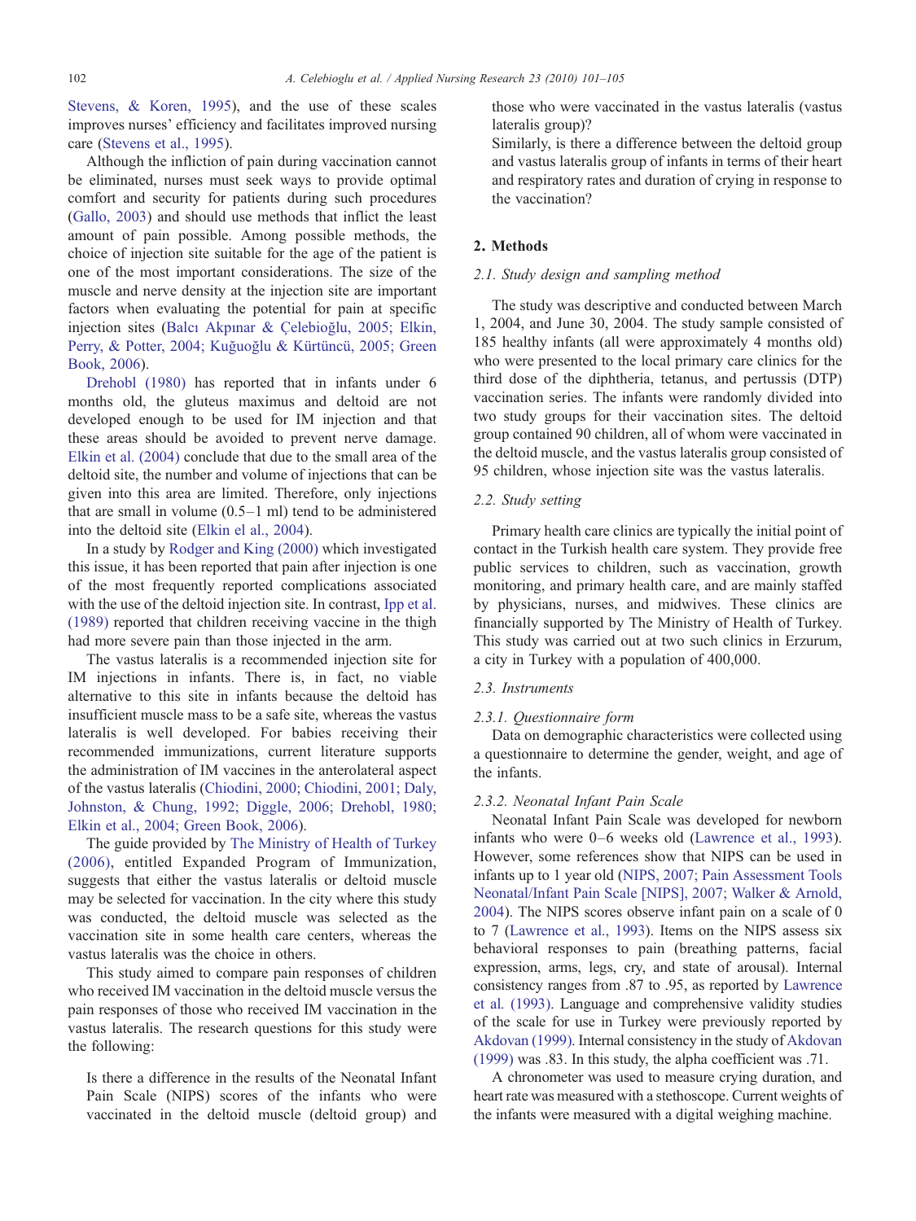Stevens, & Koren, 1995), and the use of these scales improves nurses' efficiency and facilitates improved nursing care (Stevens et al., 1995).

Although the infliction of pain during vaccination cannot be eliminated, nurses must seek ways to provide optimal comfort and security for patients during such procedures (Gallo, 2003) and should use methods that inflict the least amount of pain possible. Among possible methods, the choice of injection site suitable for the age of the patient is one of the most important considerations. The size of the muscle and nerve density at the injection site are important factors when evaluating the potential for pain at specific injection sites (Balcı Akpınar & Çelebioğlu, 2005; Elkin, Perry, & Potter, 2004; Kuğuoğlu & Kürtüncü, 2005; Green Book, 2006).

Drehobl (1980) has reported that in infants under 6 months old, the gluteus maximus and deltoid are not developed enough to be used for IM injection and that these areas should be avoided to prevent nerve damage. Elkin et al. (2004) conclude that due to the small area of the deltoid site, the number and volume of injections that can be given into this area are limited. Therefore, only injections that are small in volume (0.5–1 ml) tend to be administered into the deltoid site (Elkin el al., 2004).

In a study by Rodger and King (2000) which investigated this issue, it has been reported that pain after injection is one of the most frequently reported complications associated with the use of the deltoid injection site. In contrast, Ipp et al. (1989) reported that children receiving vaccine in the thigh had more severe pain than those injected in the arm.

The vastus lateralis is a recommended injection site for IM injections in infants. There is, in fact, no viable alternative to this site in infants because the deltoid has insufficient muscle mass to be a safe site, whereas the vastus lateralis is well developed. For babies receiving their recommended immunizations, current literature supports the administration of IM vaccines in the anterolateral aspect of the vastus lateralis (Chiodini, 2000; Chiodini, 2001; Daly, Johnston, & Chung, 1992; Diggle, 2006; Drehobl, 1980; Elkin et al., 2004; Green Book, 2006).

The guide provided by The Ministry of Health of Turkey (2006), entitled Expanded Program of Immunization, suggests that either the vastus lateralis or deltoid muscle may be selected for vaccination. In the city where this study was conducted, the deltoid muscle was selected as the vaccination site in some health care centers, whereas the vastus lateralis was the choice in others.

This study aimed to compare pain responses of children who received IM vaccination in the deltoid muscle versus the pain responses of those who received IM vaccination in the vastus lateralis. The research questions for this study were the following:

> Is there a difference in the results of the Neonatal Infant Pain Scale (NIPS) scores of the infants who were vaccinated in the deltoid muscle (deltoid group) and those who were vaccinated in the vastus lateralis (vastus lateralis group)?
>
> Similarly, is there a difference between the deltoid group and vastus lateralis group of infants in terms of their heart and respiratory rates and duration of crying in response to the vaccination?

## 2. Methods

### 2.1. Study design and sampling method

The study was descriptive and conducted between March 1, 2004, and June 30, 2004. The study sample consisted of 185 healthy infants (all were approximately 4 months old) who were presented to the local primary care clinics for the third dose of the diphtheria, tetanus, and pertussis (DTP) vaccination series. The infants were randomly divided into two study groups for their vaccination sites. The deltoid group contained 90 children, all of whom were vaccinated in the deltoid muscle, and the vastus lateralis group consisted of 95 children, whose injection site was the vastus lateralis.

### 2.2. Study setting

Primary health care clinics are typically the initial point of contact in the Turkish health care system. They provide free public services to children, such as vaccination, growth monitoring, and primary health care, and are mainly staffed by physicians, nurses, and midwives. These clinics are financially supported by The Ministry of Health of Turkey. This study was carried out at two such clinics in Erzurum, a city in Turkey with a population of 400,000.

### 2.3. Instruments

#### 2.3.1. Questionnaire form

Data on demographic characteristics were collected using a questionnaire to determine the gender, weight, and age of the infants.

#### 2.3.2. Neonatal Infant Pain Scale

Neonatal Infant Pain Scale was developed for newborn infants who were 0–6 weeks old (Lawrence et al., 1993). However, some references show that NIPS can be used in infants up to 1 year old (NIPS, 2007; Pain Assessment Tools Neonatal/Infant Pain Scale [NIPS], 2007; Walker & Arnold, 2004). The NIPS scores observe infant pain on a scale of 0 to 7 (Lawrence et al., 1993). Items on the NIPS assess six behavioral responses to pain (breathing patterns, facial expression, arms, legs, cry, and state of arousal). Internal consistency ranges from .87 to .95, as reported by Lawrence et al. (1993). Language and comprehensive validity studies of the scale for use in Turkey were previously reported by Akdovan (1999). Internal consistency in the study of Akdovan (1999) was .83. In this study, the alpha coefficient was .71.

A chronometer was used to measure crying duration, and heart rate was measured with a stethoscope. Current weights of the infants were measured with a digital weighing machine.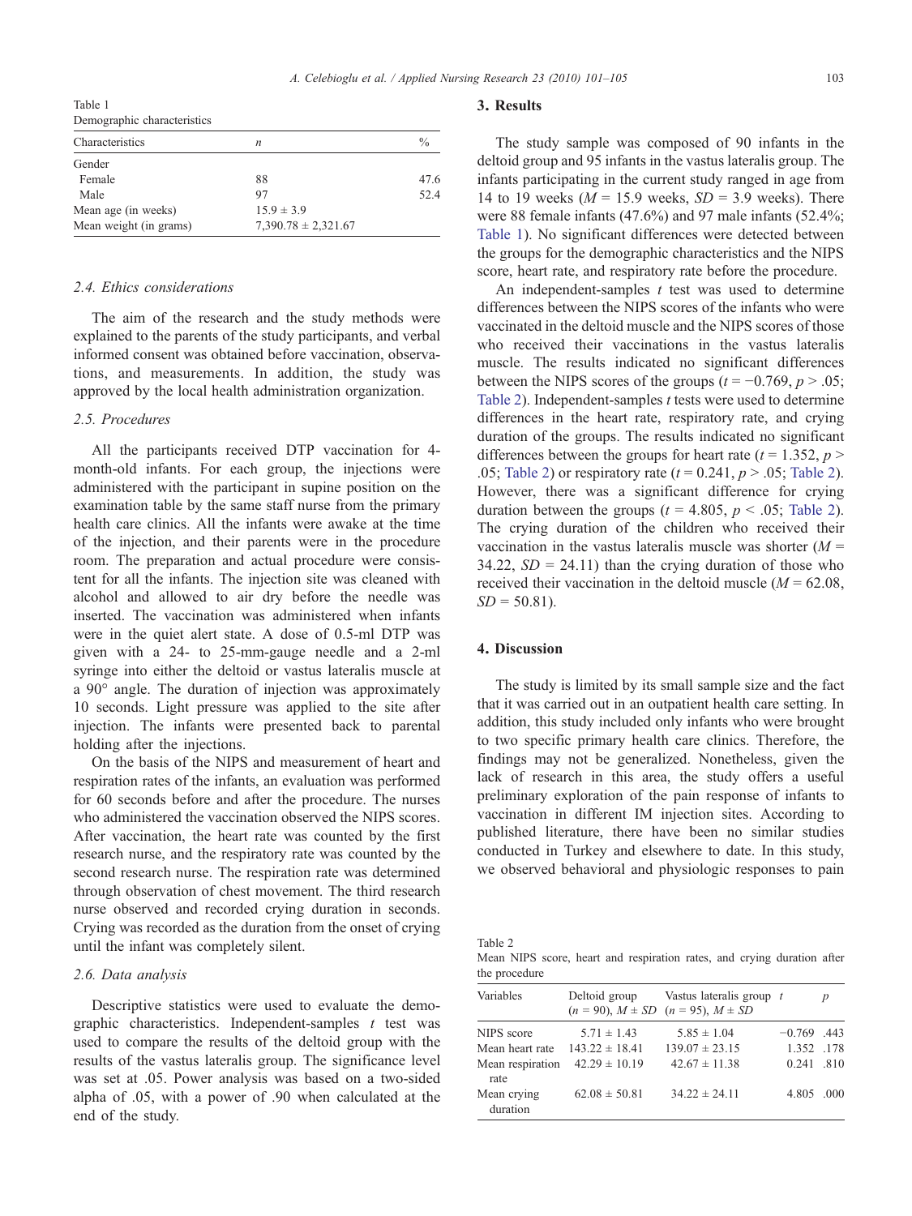Table 1
Demographic characteristics

| Characteristics | *n* | % |
|---|---|---|
| Gender | | |
| Female | 88 | 47.6 |
| Male | 97 | 52.4 |
| Mean age (in weeks) | 15.9 ± 3.9 | |
| Mean weight (in grams) | 7,390.78 ± 2,321.67 | |

### 2.4. Ethics considerations

The aim of the research and the study methods were explained to the parents of the study participants, and verbal informed consent was obtained before vaccination, observations, and measurements. In addition, the study was approved by the local health administration organization.

### 2.5. Procedures

All the participants received DTP vaccination for 4-month-old infants. For each group, the injections were administered with the participant in supine position on the examination table by the same staff nurse from the primary health care clinics. All the infants were awake at the time of the injection, and their parents were in the procedure room. The preparation and actual procedure were consistent for all the infants. The injection site was cleaned with alcohol and allowed to air dry before the needle was inserted. The vaccination was administered when infants were in the quiet alert state. A dose of 0.5-ml DTP was given with a 24- to 25-mm-gauge needle and a 2-ml syringe into either the deltoid or vastus lateralis muscle at a 90° angle. The duration of injection was approximately 10 seconds. Light pressure was applied to the site after injection. The infants were presented back to parental holding after the injections.

On the basis of the NIPS and measurement of heart and respiration rates of the infants, an evaluation was performed for 60 seconds before and after the procedure. The nurses who administered the vaccination observed the NIPS scores. After vaccination, the heart rate was counted by the first research nurse, and the respiratory rate was counted by the second research nurse. The respiration rate was determined through observation of chest movement. The third research nurse observed and recorded crying duration in seconds. Crying was recorded as the duration from the onset of crying until the infant was completely silent.

### 2.6. Data analysis

Descriptive statistics were used to evaluate the demographic characteristics. Independent-samples *t* test was used to compare the results of the deltoid group with the results of the vastus lateralis group. The significance level was set at .05. Power analysis was based on a two-sided alpha of .05, with a power of .90 when calculated at the end of the study.

## 3. Results

The study sample was composed of 90 infants in the deltoid group and 95 infants in the vastus lateralis group. The infants participating in the current study ranged in age from 14 to 19 weeks ($M$ = 15.9 weeks, $SD$ = 3.9 weeks). There were 88 female infants (47.6%) and 97 male infants (52.4%; Table 1). No significant differences were detected between the groups for the demographic characteristics and the NIPS score, heart rate, and respiratory rate before the procedure.

An independent-samples *t* test was used to determine differences between the NIPS scores of the infants who were vaccinated in the deltoid muscle and the NIPS scores of those who received their vaccinations in the vastus lateralis muscle. The results indicated no significant differences between the NIPS scores of the groups ($t = -0.769$, $p > .05$; Table 2). Independent-samples *t* tests were used to determine differences in the heart rate, respiratory rate, and crying duration of the groups. The results indicated no significant differences between the groups for heart rate ($t = 1.352$, $p > .05$; Table 2) or respiratory rate ($t = 0.241$, $p > .05$; Table 2). However, there was a significant difference for crying duration between the groups ($t = 4.805$, $p < .05$; Table 2). The crying duration of the children who received their vaccination in the vastus lateralis muscle was shorter ($M$ = 34.22, $SD$ = 24.11) than the crying duration of those who received their vaccination in the deltoid muscle ($M$ = 62.08, $SD$ = 50.81).

## 4. Discussion

The study is limited by its small sample size and the fact that it was carried out in an outpatient health care setting. In addition, this study included only infants who were brought to two specific primary health care clinics. Therefore, the findings may not be generalized. Nonetheless, given the lack of research in this area, the study offers a useful preliminary exploration of the pain response of infants to vaccination in different IM injection sites. According to published literature, there have been no similar studies conducted in Turkey and elsewhere to date. In this study, we observed behavioral and physiologic responses to pain

Table 2
Mean NIPS score, heart and respiration rates, and crying duration after the procedure

| Variables | Deltoid group ($n$ = 90), $M \pm SD$ | Vastus lateralis group ($n$ = 95), $M \pm SD$ | $t$ | $p$ |
|---|---|---|---|---|
| NIPS score | 5.71 ± 1.43 | 5.85 ± 1.04 | −0.769 | .443 |
| Mean heart rate | 143.22 ± 18.41 | 139.07 ± 23.15 | 1.352 | .178 |
| Mean respiration rate | 42.29 ± 10.19 | 42.67 ± 11.38 | 0.241 | .810 |
| Mean crying duration | 62.08 ± 50.81 | 34.22 ± 24.11 | 4.805 | .000 |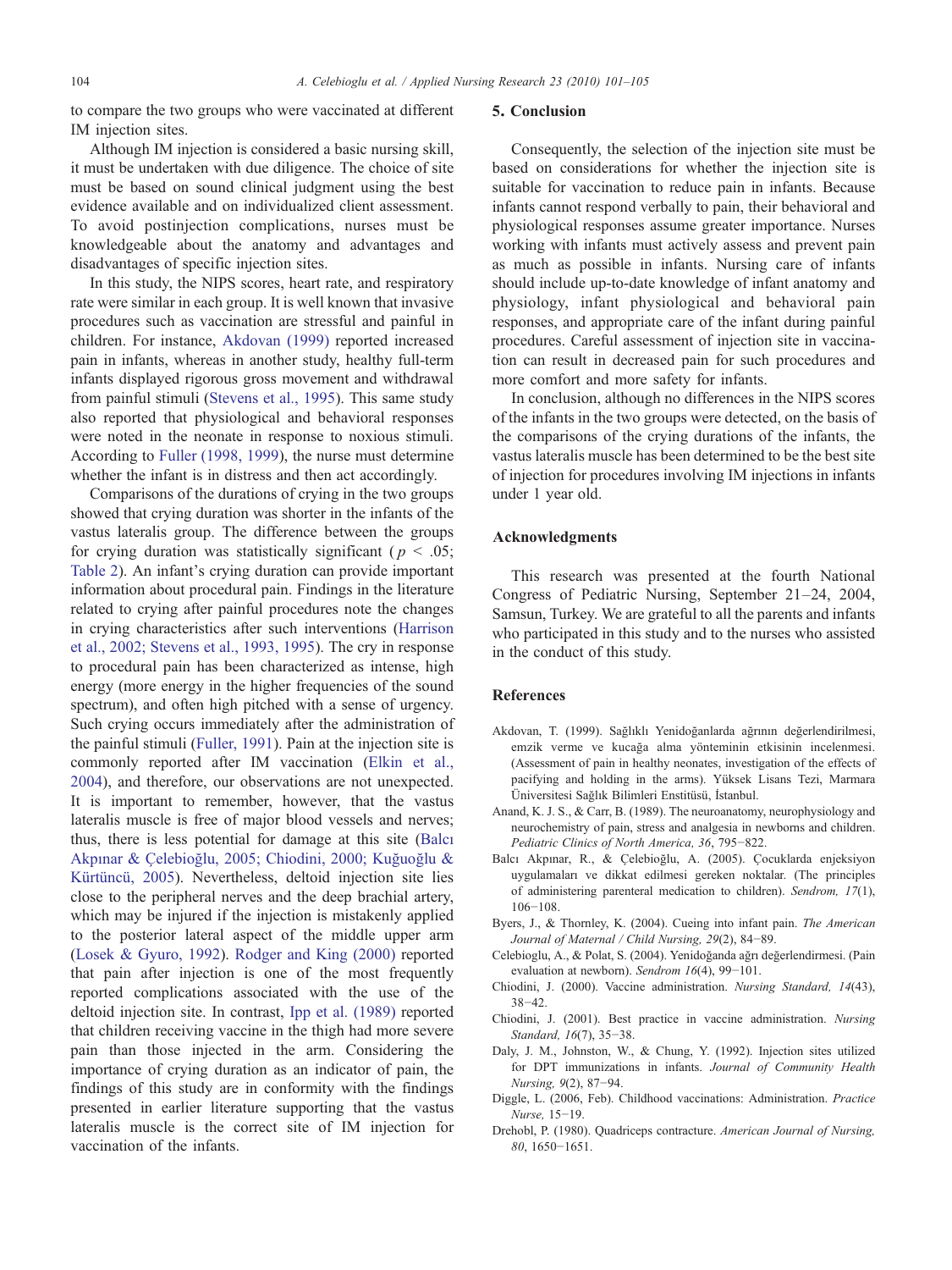to compare the two groups who were vaccinated at different IM injection sites.

Although IM injection is considered a basic nursing skill, it must be undertaken with due diligence. The choice of site must be based on sound clinical judgment using the best evidence available and on individualized client assessment. To avoid postinjection complications, nurses must be knowledgeable about the anatomy and advantages and disadvantages of specific injection sites.

In this study, the NIPS scores, heart rate, and respiratory rate were similar in each group. It is well known that invasive procedures such as vaccination are stressful and painful in children. For instance, Akdovan (1999) reported increased pain in infants, whereas in another study, healthy full-term infants displayed rigorous gross movement and withdrawal from painful stimuli (Stevens et al., 1995). This same study also reported that physiological and behavioral responses were noted in the neonate in response to noxious stimuli. According to Fuller (1998, 1999), the nurse must determine whether the infant is in distress and then act accordingly.

Comparisons of the durations of crying in the two groups showed that crying duration was shorter in the infants of the vastus lateralis group. The difference between the groups for crying duration was statistically significant ($p < .05$; Table 2). An infant's crying duration can provide important information about procedural pain. Findings in the literature related to crying after painful procedures note the changes in crying characteristics after such interventions (Harrison et al., 2002; Stevens et al., 1993, 1995). The cry in response to procedural pain has been characterized as intense, high energy (more energy in the higher frequencies of the sound spectrum), and often high pitched with a sense of urgency. Such crying occurs immediately after the administration of the painful stimuli (Fuller, 1991). Pain at the injection site is commonly reported after IM vaccination (Elkin et al., 2004), and therefore, our observations are not unexpected. It is important to remember, however, that the vastus lateralis muscle is free of major blood vessels and nerves; thus, there is less potential for damage at this site (Balcı Akpınar & Çelebioğlu, 2005; Chiodini, 2000; Kuğuoğlu & Kürtüncü, 2005). Nevertheless, deltoid injection site lies close to the peripheral nerves and the deep brachial artery, which may be injured if the injection is mistakenly applied to the posterior lateral aspect of the middle upper arm (Losek & Gyuro, 1992). Rodger and King (2000) reported that pain after injection is one of the most frequently reported complications associated with the use of the deltoid injection site. In contrast, Ipp et al. (1989) reported that children receiving vaccine in the thigh had more severe pain than those injected in the arm. Considering the importance of crying duration as an indicator of pain, the findings of this study are in conformity with the findings presented in earlier literature supporting that the vastus lateralis muscle is the correct site of IM injection for vaccination of the infants.

## 5. Conclusion

Consequently, the selection of the injection site must be based on considerations for whether the injection site is suitable for vaccination to reduce pain in infants. Because infants cannot respond verbally to pain, their behavioral and physiological responses assume greater importance. Nurses working with infants must actively assess and prevent pain as much as possible in infants. Nursing care of infants should include up-to-date knowledge of infant anatomy and physiology, infant physiological and behavioral pain responses, and appropriate care of the infant during painful procedures. Careful assessment of injection site in vaccination can result in decreased pain for such procedures and more comfort and more safety for infants.

In conclusion, although no differences in the NIPS scores of the infants in the two groups were detected, on the basis of the comparisons of the crying durations of the infants, the vastus lateralis muscle has been determined to be the best site of injection for procedures involving IM injections in infants under 1 year old.

## Acknowledgments

This research was presented at the fourth National Congress of Pediatric Nursing, September 21–24, 2004, Samsun, Turkey. We are grateful to all the parents and infants who participated in this study and to the nurses who assisted in the conduct of this study.

## References

Akdovan, T. (1999). Sağlıklı Yenidoğanlarda ağrının değerlendirilmesi, emzik verme ve kucağa alma yönteminin etkisinin incelenmesi. (Assessment of pain in healthy neonates, investigation of the effects of pacifying and holding in the arms). Yüksek Lisans Tezi, Marmara Üniversitesi Sağlık Bilimleri Enstitüsü, İstanbul.

Anand, K. J. S., & Carr, B. (1989). The neuroanatomy, neurophysiology and neurochemistry of pain, stress and analgesia in newborns and children. *Pediatric Clinics of North America, 36*, 795−822.

Balcı Akpınar, R., & Çelebioğlu, A. (2005). Çocuklarda enjeksiyon uygulamaları ve dikkat edilmesi gereken noktalar. (The principles of administering parenteral medication to children). *Sendrom, 17*(1), 106−108.

Byers, J., & Thornley, K. (2004). Cueing into infant pain. *The American Journal of Maternal / Child Nursing, 29*(2), 84−89.

Celebioglu, A., & Polat, S. (2004). Yenidoğanda ağrı değerlendirmesi. (Pain evaluation at newborn). *Sendrom 16*(4), 99−101.

Chiodini, J. (2000). Vaccine administration. *Nursing Standard, 14*(43), 38−42.

Chiodini, J. (2001). Best practice in vaccine administration. *Nursing Standard, 16*(7), 35−38.

Daly, J. M., Johnston, W., & Chung, Y. (1992). Injection sites utilized for DPT immunizations in infants. *Journal of Community Health Nursing, 9*(2), 87−94.

Diggle, L. (2006, Feb). Childhood vaccinations: Administration. *Practice Nurse,* 15−19.

Drehobl, P. (1980). Quadriceps contracture. *American Journal of Nursing, 80*, 1650−1651.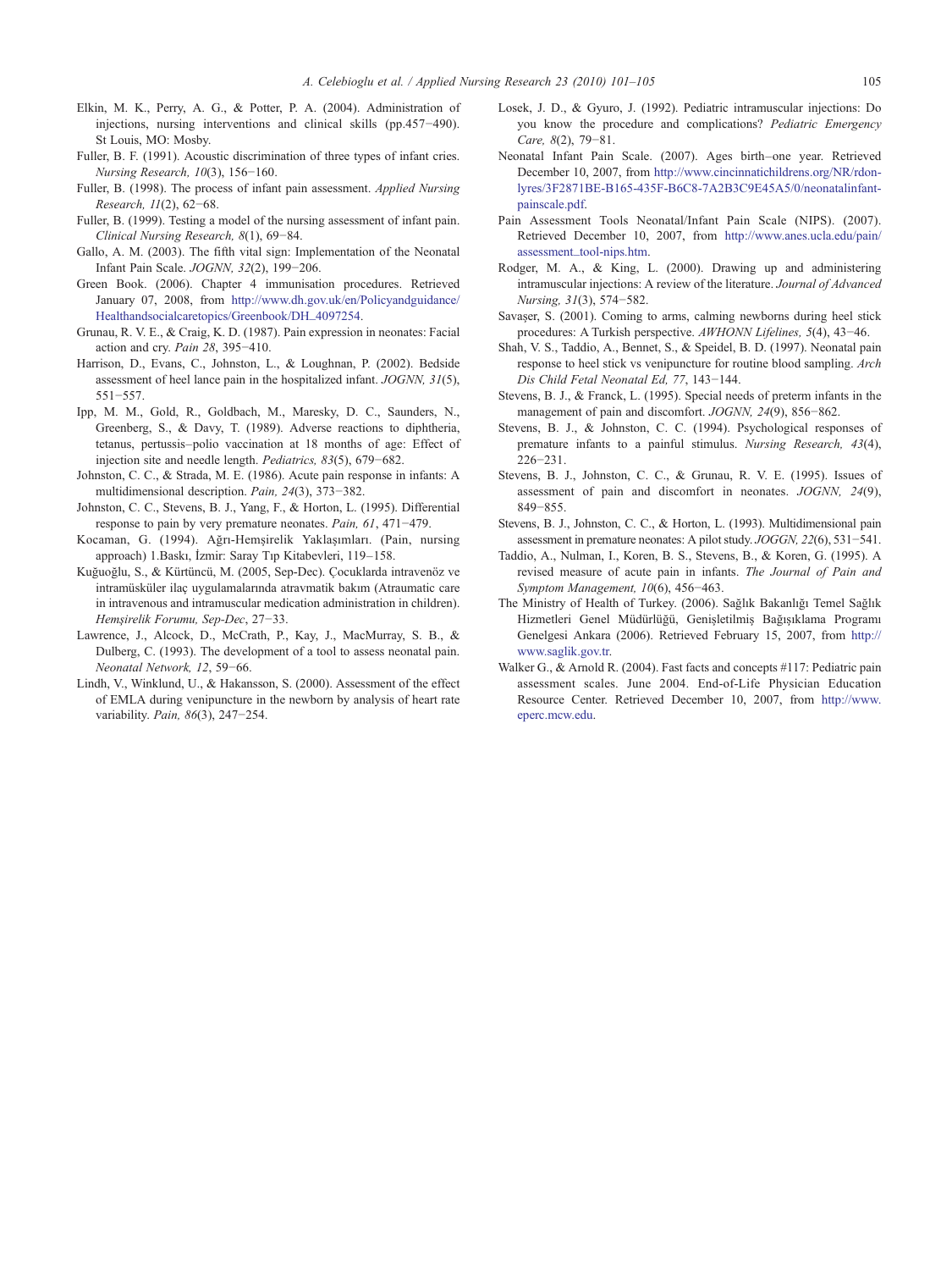Elkin, M. K., Perry, A. G., & Potter, P. A. (2004). Administration of injections, nursing interventions and clinical skills (pp.457−490). St Louis, MO: Mosby.

Fuller, B. F. (1991). Acoustic discrimination of three types of infant cries. *Nursing Research, 10*(3), 156−160.

Fuller, B. (1998). The process of infant pain assessment. *Applied Nursing Research, 11*(2), 62−68.

Fuller, B. (1999). Testing a model of the nursing assessment of infant pain. *Clinical Nursing Research, 8*(1), 69−84.

Gallo, A. M. (2003). The fifth vital sign: Implementation of the Neonatal Infant Pain Scale. *JOGNN, 32*(2), 199−206.

Green Book. (2006). Chapter 4 immunisation procedures. Retrieved January 07, 2008, from http://www.dh.gov.uk/en/Policyandguidance/Healthandsocialcaretopics/Greenbook/DH_4097254.

Grunau, R. V. E., & Craig, K. D. (1987). Pain expression in neonates: Facial action and cry. *Pain 28*, 395−410.

Harrison, D., Evans, C., Johnston, L., & Loughnan, P. (2002). Bedside assessment of heel lance pain in the hospitalized infant. *JOGNN, 31*(5), 551−557.

Ipp, M. M., Gold, R., Goldbach, M., Maresky, D. C., Saunders, N., Greenberg, S., & Davy, T. (1989). Adverse reactions to diphtheria, tetanus, pertussis–polio vaccination at 18 months of age: Effect of injection site and needle length. *Pediatrics, 83*(5), 679−682.

Johnston, C. C., & Strada, M. E. (1986). Acute pain response in infants: A multidimensional description. *Pain, 24*(3), 373−382.

Johnston, C. C., Stevens, B. J., Yang, F., & Horton, L. (1995). Differential response to pain by very premature neonates. *Pain, 61*, 471−479.

Kocaman, G. (1994). Ağrı-Hemşirelik Yaklaşımları. (Pain, nursing approach) 1.Baskı, İzmir: Saray Tıp Kitabevleri, 119–158.

Kuğuoğlu, S., & Kürtüncü, M. (2005, Sep-Dec). Çocuklarda intravenöz ve intramüsküler ilaç uygulamalarında atravmatik bakım (Atraumatic care in intravenous and intramuscular medication administration in children). *Hemşirelik Forumu, Sep-Dec*, 27−33.

Lawrence, J., Alcock, D., McCrath, P., Kay, J., MacMurray, S. B., & Dulberg, C. (1993). The development of a tool to assess neonatal pain. *Neonatal Network, 12*, 59−66.

Lindh, V., Winklund, U., & Hakansson, S. (2000). Assessment of the effect of EMLA during venipuncture in the newborn by analysis of heart rate variability. *Pain, 86*(3), 247−254.

Losek, J. D., & Gyuro, J. (1992). Pediatric intramuscular injections: Do you know the procedure and complications? *Pediatric Emergency Care, 8*(2), 79−81.

Neonatal Infant Pain Scale. (2007). Ages birth–one year. Retrieved December 10, 2007, from http://www.cincinnatichildrens.org/NR/rdonlyres/3F2871BE-B165-435F-B6C8-7A2B3C9E45A5/0/neonatalinfantpainscale.pdf.

Pain Assessment Tools Neonatal/Infant Pain Scale (NIPS). (2007). Retrieved December 10, 2007, from http://www.anes.ucla.edu/pain/assessment_tool-nips.htm.

Rodger, M. A., & King, L. (2000). Drawing up and administering intramuscular injections: A review of the literature. *Journal of Advanced Nursing, 31*(3), 574−582.

Savaşer, S. (2001). Coming to arms, calming newborns during heel stick procedures: A Turkish perspective. *AWHONN Lifelines, 5*(4), 43−46.

Shah, V. S., Taddio, A., Bennet, S., & Speidel, B. D. (1997). Neonatal pain response to heel stick vs venipuncture for routine blood sampling. *Arch Dis Child Fetal Neonatal Ed, 77*, 143−144.

Stevens, B. J., & Franck, L. (1995). Special needs of preterm infants in the management of pain and discomfort. *JOGNN, 24*(9), 856−862.

Stevens, B. J., & Johnston, C. C. (1994). Psychological responses of premature infants to a painful stimulus. *Nursing Research, 43*(4), 226−231.

Stevens, B. J., Johnston, C. C., & Grunau, R. V. E. (1995). Issues of assessment of pain and discomfort in neonates. *JOGNN, 24*(9), 849−855.

Stevens, B. J., Johnston, C. C., & Horton, L. (1993). Multidimensional pain assessment in premature neonates: A pilot study. *JOGGN, 22*(6), 531−541.

Taddio, A., Nulman, I., Koren, B. S., Stevens, B., & Koren, G. (1995). A revised measure of acute pain in infants. *The Journal of Pain and Symptom Management, 10*(6), 456−463.

The Ministry of Health of Turkey. (2006). Sağlık Bakanlığı Temel Sağlık Hizmetleri Genel Müdürlüğü, Genişletilmiş Bağışıklama Programı Genelgesi Ankara (2006). Retrieved February 15, 2007, from http://www.saglik.gov.tr.

Walker G., & Arnold R. (2004). Fast facts and concepts #117: Pediatric pain assessment scales. June 2004. End-of-Life Physician Education Resource Center. Retrieved December 10, 2007, from http://www.eperc.mcw.edu.